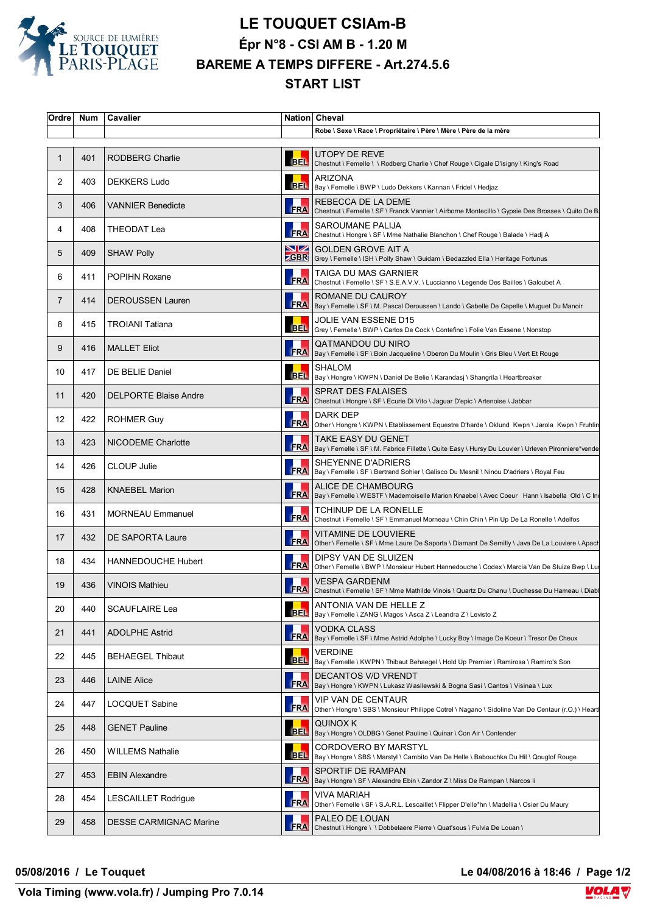# LE TOUQUET CSIAm-B

## Épr N°8 - CSI AM B - 1.20 M

## BAREME A TEMPS DIFFERE - Art.274.5.6

## START LIST

| Ordre | Num | Cavalier | Nation | Cheval |
|---|---|---|---|---|
| | | | | Robe \ Sexe \ Race \ Propriétaire \ Père \ Mère \ Père de la mère |
| 1 | 401 | RODBERG Charlie | BEL | UTOPY DE REVE<br>Chestnut \ Femelle \ \ Rodberg Charlie \ Chef Rouge \ Cigale D'isigny \ King's Road |
| 2 | 403 | DEKKERS Ludo | BEL | ARIZONA<br>Bay \ Femelle \ BWP \ Ludo Dekkers \ Kannan \ Fridel \ Hedjaz |
| 3 | 406 | VANNIER Benedicte | FRA | REBECCA DE LA DEME<br>Chestnut \ Femelle \ SF \ Franck Vannier \ Airborne Montecillo \ Gypsie Des Brosses \ Quito De B |
| 4 | 408 | THEODAT Lea | FRA | SAROUMANE PALIJA<br>Chestnut \ Hongre \ SF \ Mme Nathalie Blanchon \ Chef Rouge \ Balade \ Hadj A |
| 5 | 409 | SHAW Polly | GBR | GOLDEN GROVE AIT A<br>Grey \ Femelle \ ISH \ Polly Shaw \ Guidam \ Bedazzled Ella \ Heritage Fortunus |
| 6 | 411 | POPIHN Roxane | FRA | TAIGA DU MAS GARNIER<br>Chestnut \ Femelle \ SF \ S.E.A.V.V. \ Luccianno \ Legende Des Bailles \ Galoubet A |
| 7 | 414 | DEROUSSEN Lauren | FRA | ROMANE DU CAUROY<br>Bay \ Femelle \ SF \ M. Pascal Deroussen \ Lando \ Gabelle De Capelle \ Muguet Du Manoir |
| 8 | 415 | TROIANI Tatiana | BEL | JOLIE VAN ESSENE D15<br>Grey \ Femelle \ BWP \ Carlos De Cock \ Contefino \ Folie Van Essene \ Nonstop |
| 9 | 416 | MALLET Eliot | FRA | QATMANDOU DU NIRO<br>Bay \ Femelle \ SF \ Boin Jacqueline \ Oberon Du Moulin \ Gris Bleu \ Vert Et Rouge |
| 10 | 417 | DE BELIE Daniel | BEL | SHALOM<br>Bay \ Hongre \ KWPN \ Daniel De Belie \ Karandasj \ Shangrila \ Heartbreaker |
| 11 | 420 | DELPORTE Blaise Andre | FRA | SPRAT DES FALAISES<br>Chestnut \ Hongre \ SF \ Ecurie Di Vito \ Jaguar D'epic \ Artenoise \ Jabbar |
| 12 | 422 | ROHMER Guy | FRA | DARK DEP<br>Other \ Hongre \ KWPN \ Etablissement Equestre D'harde \ Oklund Kwpn \ Jarola Kwpn \ Fruhlin |
| 13 | 423 | NICODEME Charlotte | FRA | TAKE EASY DU GENET<br>Bay \ Femelle \ SF \ M. Fabrice Fillette \ Quite Easy \ Hursy Du Louvier \ Urleven Pironniere*vende |
| 14 | 426 | CLOUP Julie | FRA | SHEYENNE D'ADRIERS<br>Bay \ Femelle \ SF \ Bertrand Sohier \ Galisco Du Mesnil \ Ninou D'adriers \ Royal Feu |
| 15 | 428 | KNAEBEL Marion | FRA | ALICE DE CHAMBOURG<br>Bay \ Femelle \ WESTF \ Mademoiselle Marion Knaebel \ Avec Coeur Hann \ Isabella Old \ C In |
| 16 | 431 | MORNEAU Emmanuel | FRA | TCHINUP DE LA RONELLE<br>Chestnut \ Femelle \ SF \ Emmanuel Morneau \ Chin Chin \ Pin Up De La Ronelle \ Adelfos |
| 17 | 432 | DE SAPORTA Laure | FRA | VITAMINE DE LOUVIERE<br>Other \ Femelle \ SF \ Mme Laure De Saporta \ Diamant De Semilly \ Java De La Louviere \ Apach |
| 18 | 434 | HANNEDOUCHE Hubert | FRA | DIPSY VAN DE SLUIZEN<br>Other \ Femelle \ BWP \ Monsieur Hubert Hannedouche \ Codex \ Marcia Van De Sluize Bwp \ Lu |
| 19 | 436 | VINOIS Mathieu | FRA | VESPA GARDENM<br>Chestnut \ Femelle \ SF \ Mme Mathilde Vinois \ Quartz Du Chanu \ Duchesse Du Hameau \ Diabl |
| 20 | 440 | SCAUFLAIRE Lea | BEL | ANTONIA VAN DE HELLE Z<br>Bay \ Femelle \ ZANG \ Magos \ Asca Z \ Leandra Z \ Levisto Z |
| 21 | 441 | ADOLPHE Astrid | FRA | VODKA CLASS<br>Bay \ Femelle \ SF \ Mme Astrid Adolphe \ Lucky Boy \ Image De Koeur \ Tresor De Cheux |
| 22 | 445 | BEHAEGEL Thibaut | BEL | VERDINE<br>Bay \ Femelle \ KWPN \ Thibaut Behaegel \ Hold Up Premier \ Ramirosa \ Ramiro's Son |
| 23 | 446 | LAINE Alice | FRA | DECANTOS V/D VRENDT<br>Bay \ Hongre \ KWPN \ Lukasz Wasilewski & Bogna Sasi \ Cantos \ Visinaa \ Lux |
| 24 | 447 | LOCQUET Sabine | FRA | VIP VAN DE CENTAUR<br>Other \ Hongre \ SBS \ Monsieur Philippe Cotrel \ Nagano \ Sidoline Van De Centaur (r.O.) \ Heartb |
| 25 | 448 | GENET Pauline | BEL | QUINOX K<br>Bay \ Hongre \ OLDBG \ Genet Pauline \ Quinar \ Con Air \ Contender |
| 26 | 450 | WILLEMS Nathalie | BEL | CORDOVERO BY MARSTYL<br>Bay \ Hongre \ SBS \ Marstyl \ Cambito Van De Helle \ Babouchka Du Hil \ Qouglof Rouge |
| 27 | 453 | EBIN Alexandre | FRA | SPORTIF DE RAMPAN<br>Bay \ Hongre \ SF \ Alexandre Ebin \ Zandor Z \ Miss De Rampan \ Narcos Ii |
| 28 | 454 | LESCAILLET Rodrigue | FRA | VIVA MARIAH<br>Other \ Femelle \ SF \ S.A.R.L. Lescaillet \ Flipper D'elle*hn \ Madellia \ Osier Du Maury |
| 29 | 458 | DESSE CARMIGNAC Marine | FRA | PALEO DE LOUAN<br>Chestnut \ Hongre \ \ Dobbelaere Pierre \ Quat'sous \ Fulvia De Louan \ |

**05/08/2016 / Le Touquet** — **Le 04/08/2016 à 18:46**

**Vola Timing (www.vola.fr) / Jumping Pro 7.0.14**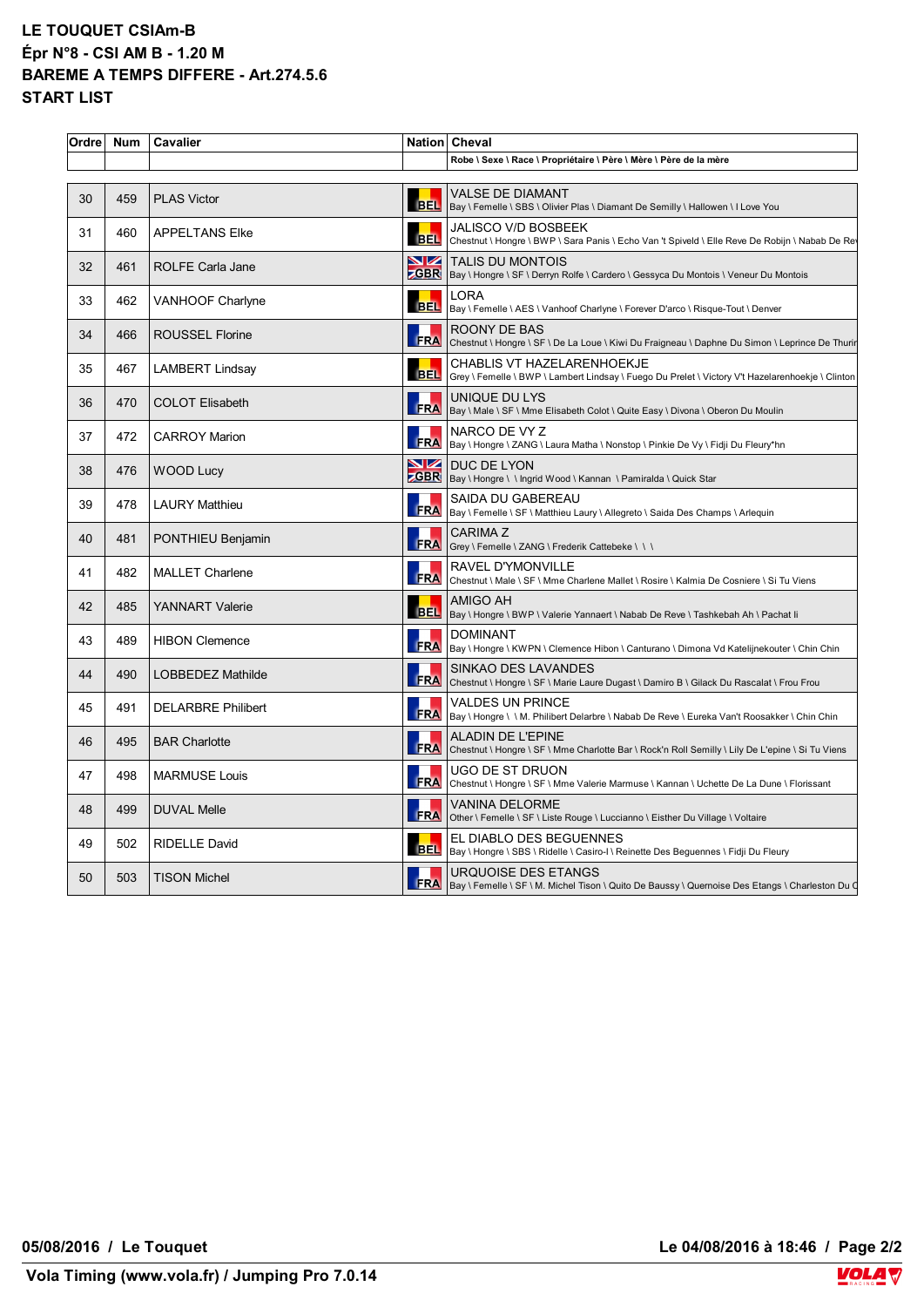**LE TOUQUET CSIAm-B**
**Épr N°8 - CSI AM B - 1.20 M**
**BAREME A TEMPS DIFFERE - Art.274.5.6**
**START LIST**

| Ordre | Num | Cavalier | Nation | Cheval<br>Robe \ Sexe \ Race \ Propriétaire \ Père \ Mère \ Père de la mère |
|---|---|---|---|---|
| 30 | 459 | PLAS Victor | BEL | VALSE DE DIAMANT<br>Bay \ Femelle \ SBS \ Olivier Plas \ Diamant De Semilly \ Hallowen \ I Love You |
| 31 | 460 | APPELTANS Elke | BEL | JALISCO V/D BOSBEEK<br>Chestnut \ Hongre \ BWP \ Sara Panis \ Echo Van 't Spiveld \ Elle Reve De Robijn \ Nabab De Re |
| 32 | 461 | ROLFE Carla Jane | GBR | TALIS DU MONTOIS<br>Bay \ Hongre \ SF \ Derryn Rolfe \ Cardero \ Gessyca Du Montois \ Veneur Du Montois |
| 33 | 462 | VANHOOF Charlyne | BEL | LORA<br>Bay \ Femelle \ AES \ Vanhoof Charlyne \ Forever D'arco \ Risque-Tout \ Denver |
| 34 | 466 | ROUSSEL Florine | FRA | ROONY DE BAS<br>Chestnut \ Hongre \ SF \ De La Loue \ Kiwi Du Fraigneau \ Daphne Du Simon \ Leprince De Thurin |
| 35 | 467 | LAMBERT Lindsay | BEL | CHABLIS VT HAZELARENHOEKJE<br>Grey \ Femelle \ BWP \ Lambert Lindsay \ Fuego Du Prelet \ Victory V't Hazelarenhoekje \ Clinton |
| 36 | 470 | COLOT Elisabeth | FRA | UNIQUE DU LYS<br>Bay \ Male \ SF \ Mme Elisabeth Colot \ Quite Easy \ Divona \ Oberon Du Moulin |
| 37 | 472 | CARROY Marion | FRA | NARCO DE VY Z<br>Bay \ Hongre \ ZANG \ Laura Matha \ Nonstop \ Pinkie De Vy \ Fidji Du Fleury*hn |
| 38 | 476 | WOOD Lucy | GBR | DUC DE LYON<br>Bay \ Hongre \ \ Ingrid Wood \ Kannan \ Pamiralda \ Quick Star |
| 39 | 478 | LAURY Matthieu | FRA | SAIDA DU GABEREAU<br>Bay \ Femelle \ SF \ Matthieu Laury \ Allegreto \ Saida Des Champs \ Arlequin |
| 40 | 481 | PONTHIEU Benjamin | FRA | CARIMA Z<br>Grey \ Femelle \ ZANG \ Frederik Cattebeke \ \ \ |
| 41 | 482 | MALLET Charlene | FRA | RAVEL D'YMONVILLE<br>Chestnut \ Male \ SF \ Mme Charlene Mallet \ Rosire \ Kalmia De Cosniere \ Si Tu Viens |
| 42 | 485 | YANNART Valerie | BEL | AMIGO AH<br>Bay \ Hongre \ BWP \ Valerie Yannaert \ Nabab De Reve \ Tashkebah Ah \ Pachat Ii |
| 43 | 489 | HIBON Clemence | FRA | DOMINANT<br>Bay \ Hongre \ KWPN \ Clemence Hibon \ Canturano \ Dimona Vd Katelijnekouter \ Chin Chin |
| 44 | 490 | LOBBEDEZ Mathilde | FRA | SINKAO DES LAVANDES<br>Chestnut \ Hongre \ SF \ Marie Laure Dugast \ Damiro B \ Gilack Du Rascalat \ Frou Frou |
| 45 | 491 | DELARBRE Philibert | FRA | VALDES UN PRINCE<br>Bay \ Hongre \ \ M. Philibert Delarbre \ Nabab De Reve \ Eureka Van't Roosakker \ Chin Chin |
| 46 | 495 | BAR Charlotte | FRA | ALADIN DE L'EPINE<br>Chestnut \ Hongre \ SF \ Mme Charlotte Bar \ Rock'n Roll Semilly \ Lily De L'epine \ Si Tu Viens |
| 47 | 498 | MARMUSE Louis | FRA | UGO DE ST DRUON<br>Chestnut \ Hongre \ SF \ Mme Valerie Marmuse \ Kannan \ Uchette De La Dune \ Florissant |
| 48 | 499 | DUVAL Melle | FRA | VANINA DELORME<br>Other \ Femelle \ SF \ Liste Rouge \ Luccianno \ Eisther Du Village \ Voltaire |
| 49 | 502 | RIDELLE David | BEL | EL DIABLO DES BEGUENNES<br>Bay \ Hongre \ SBS \ Ridelle \ Casiro-I \ Reinette Des Beguennes \ Fidji Du Fleury |
| 50 | 503 | TISON Michel | FRA | URQUOISE DES ETANGS<br>Bay \ Femelle \ SF \ M. Michel Tison \ Quito De Baussy \ Quernoise Des Etangs \ Charleston Du C |

**05/08/2016 / Le Touquet** — **Le 04/08/2016 à 18:46**

**Vola Timing (www.vola.fr) / Jumping Pro 7.0.14**